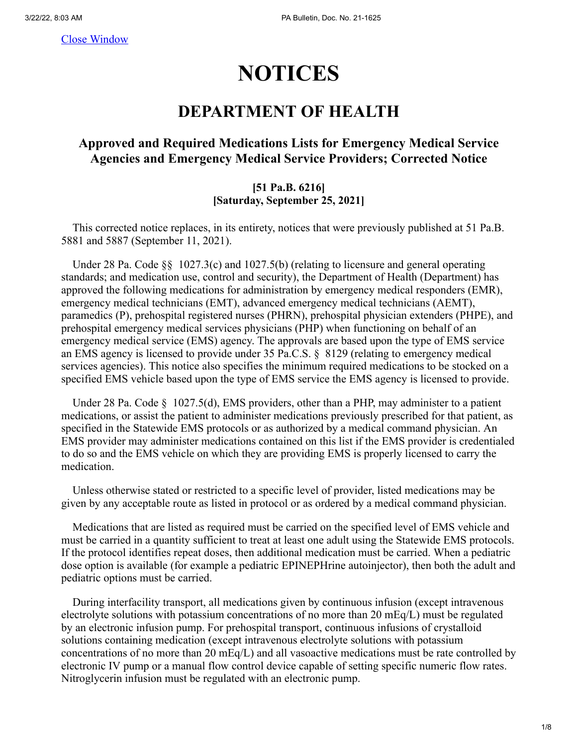# NOTICES

## DEPARTMENT OF HEALTH

### Approved and Required Medications Lists for Emergency Medical Service Agencies and Emergency Medical Service Providers; Corrected Notice

**[51 Pa.B. 6216]**
**[Saturday, September 25, 2021]**

This corrected notice replaces, in its entirety, notices that were previously published at 51 Pa.B. 5881 and 5887 (September 11, 2021).

Under 28 Pa. Code §§ 1027.3(c) and 1027.5(b) (relating to licensure and general operating standards; and medication use, control and security), the Department of Health (Department) has approved the following medications for administration by emergency medical responders (EMR), emergency medical technicians (EMT), advanced emergency medical technicians (AEMT), paramedics (P), prehospital registered nurses (PHRN), prehospital physician extenders (PHPE), and prehospital emergency medical services physicians (PHP) when functioning on behalf of an emergency medical service (EMS) agency. The approvals are based upon the type of EMS service an EMS agency is licensed to provide under 35 Pa.C.S. § 8129 (relating to emergency medical services agencies). This notice also specifies the minimum required medications to be stocked on a specified EMS vehicle based upon the type of EMS service the EMS agency is licensed to provide.

Under 28 Pa. Code § 1027.5(d), EMS providers, other than a PHP, may administer to a patient medications, or assist the patient to administer medications previously prescribed for that patient, as specified in the Statewide EMS protocols or as authorized by a medical command physician. An EMS provider may administer medications contained on this list if the EMS provider is credentialed to do so and the EMS vehicle on which they are providing EMS is properly licensed to carry the medication.

Unless otherwise stated or restricted to a specific level of provider, listed medications may be given by any acceptable route as listed in protocol or as ordered by a medical command physician.

Medications that are listed as required must be carried on the specified level of EMS vehicle and must be carried in a quantity sufficient to treat at least one adult using the Statewide EMS protocols. If the protocol identifies repeat doses, then additional medication must be carried. When a pediatric dose option is available (for example a pediatric EPINEPHrine autoinjector), then both the adult and pediatric options must be carried.

During interfacility transport, all medications given by continuous infusion (except intravenous electrolyte solutions with potassium concentrations of no more than 20 mEq/L) must be regulated by an electronic infusion pump. For prehospital transport, continuous infusions of crystalloid solutions containing medication (except intravenous electrolyte solutions with potassium concentrations of no more than 20 mEq/L) and all vasoactive medications must be rate controlled by electronic IV pump or a manual flow control device capable of setting specific numeric flow rates. Nitroglycerin infusion must be regulated with an electronic pump.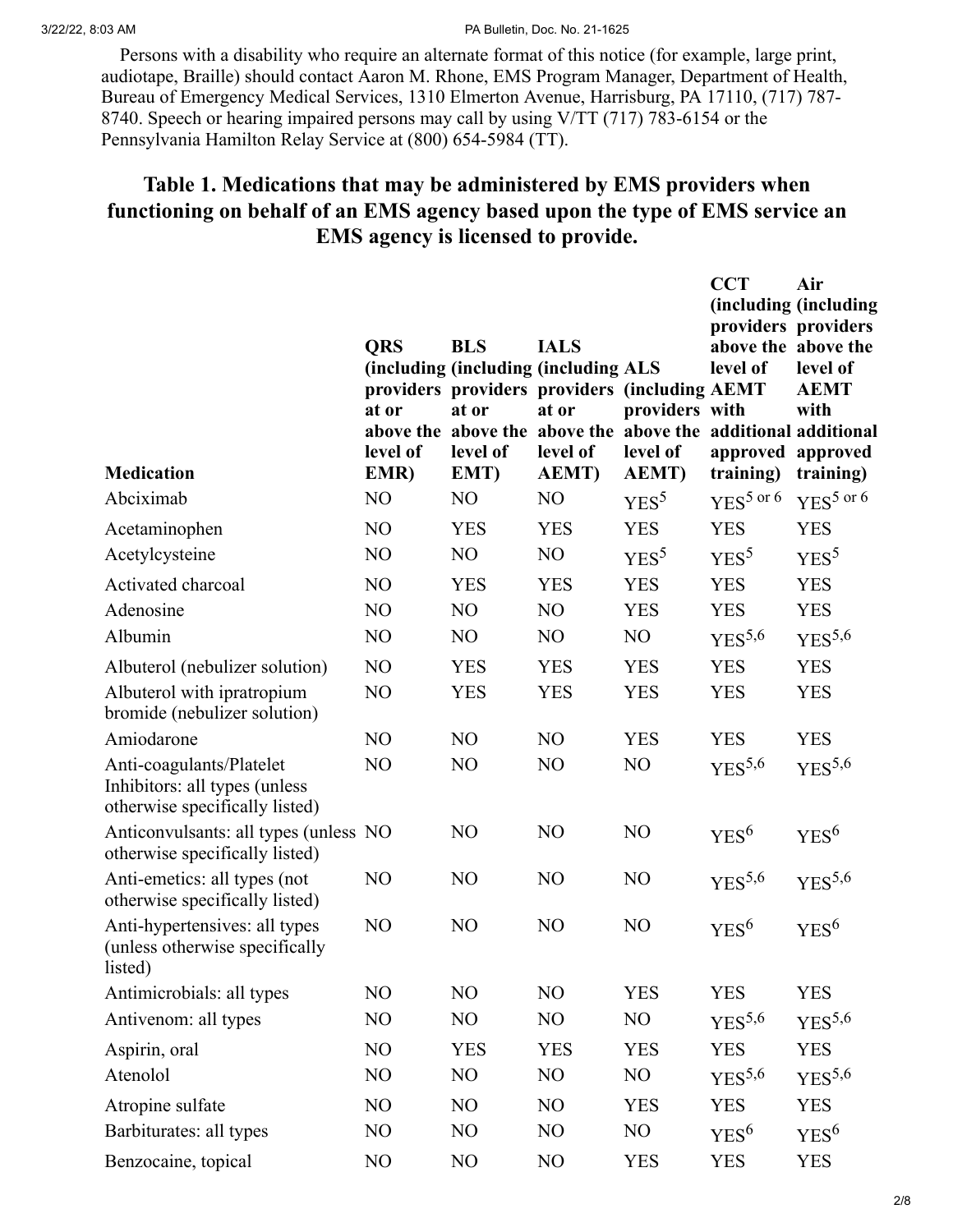Persons with a disability who require an alternate format of this notice (for example, large print, audiotape, Braille) should contact Aaron M. Rhone, EMS Program Manager, Department of Health, Bureau of Emergency Medical Services, 1310 Elmerton Avenue, Harrisburg, PA 17110, (717) 787-8740. Speech or hearing impaired persons may call by using V/TT (717) 783-6154 or the Pennsylvania Hamilton Relay Service at (800) 654-5984 (TT).

## Table 1. Medications that may be administered by EMS providers when functioning on behalf of an EMS agency based upon the type of EMS service an EMS agency is licensed to provide.

| Medication | QRS (including providers at or above the level of EMR) | BLS (including providers at or above the level of EMT) | IALS (including providers at or above the level of AEMT) | ALS (including providers above the level of AEMT) | CCT (including providers above the level of AEMT with additional approved training) | Air (including providers above the level of AEMT with additional approved training) |
| --- | --- | --- | --- | --- | --- | --- |
| Abciximab | NO | NO | NO | YES[5] | YES[5 or 6] | YES[5 or 6] |
| Acetaminophen | NO | YES | YES | YES | YES | YES |
| Acetylcysteine | NO | NO | NO | YES[5] | YES[5] | YES[5] |
| Activated charcoal | NO | YES | YES | YES | YES | YES |
| Adenosine | NO | NO | NO | YES | YES | YES |
| Albumin | NO | NO | NO | NO | YES[5,6] | YES[5,6] |
| Albuterol (nebulizer solution) | NO | YES | YES | YES | YES | YES |
| Albuterol with ipratropium bromide (nebulizer solution) | NO | YES | YES | YES | YES | YES |
| Amiodarone | NO | NO | NO | YES | YES | YES |
| Anti-coagulants/Platelet Inhibitors: all types (unless otherwise specifically listed) | NO | NO | NO | NO | YES[5,6] | YES[5,6] |
| Anticonvulsants: all types (unless otherwise specifically listed) | NO | NO | NO | NO | YES[6] | YES[6] |
| Anti-emetics: all types (not otherwise specifically listed) | NO | NO | NO | NO | YES[5,6] | YES[5,6] |
| Anti-hypertensives: all types (unless otherwise specifically listed) | NO | NO | NO | NO | YES[6] | YES[6] |
| Antimicrobials: all types | NO | NO | NO | YES | YES | YES |
| Antivenom: all types | NO | NO | NO | NO | YES[5,6] | YES[5,6] |
| Aspirin, oral | NO | YES | YES | YES | YES | YES |
| Atenolol | NO | NO | NO | NO | YES[5,6] | YES[5,6] |
| Atropine sulfate | NO | NO | NO | YES | YES | YES |
| Barbiturates: all types | NO | NO | NO | NO | YES[6] | YES[6] |
| Benzocaine, topical | NO | NO | NO | YES | YES | YES |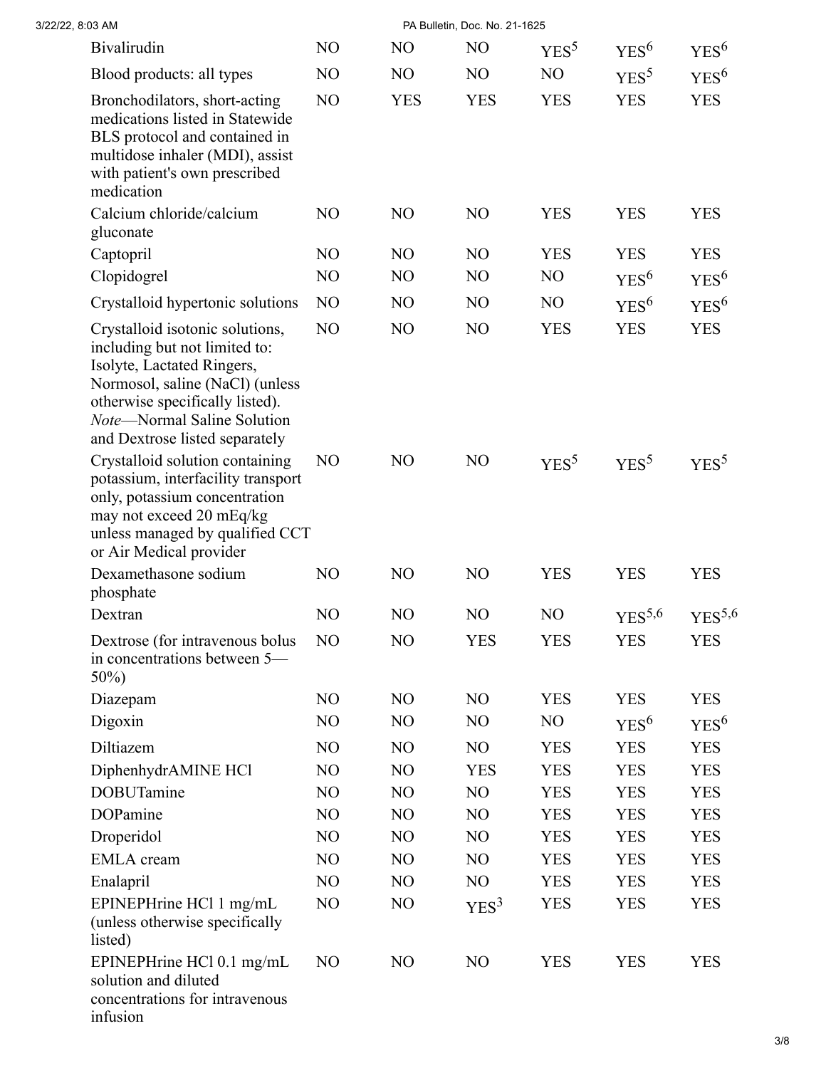| | | | | | | |
|---|---|---|---|---|---|---|
| Bivalirudin | NO | NO | NO | YES[5] | YES[6] | YES[6] |
| Blood products: all types | NO | NO | NO | NO | YES[5] | YES[6] |
| Bronchodilators, short-acting medications listed in Statewide BLS protocol and contained in multidose inhaler (MDI), assist with patient's own prescribed medication | NO | YES | YES | YES | YES | YES |
| Calcium chloride/calcium gluconate | NO | NO | NO | YES | YES | YES |
| Captopril | NO | NO | NO | YES | YES | YES |
| Clopidogrel | NO | NO | NO | NO | YES[6] | YES[6] |
| Crystalloid hypertonic solutions | NO | NO | NO | NO | YES[6] | YES[6] |
| Crystalloid isotonic solutions, including but not limited to: Isolyte, Lactated Ringers, Normosol, saline (NaCl) (unless otherwise specifically listed). *Note*—Normal Saline Solution and Dextrose listed separately | NO | NO | NO | YES | YES | YES |
| Crystalloid solution containing potassium, interfacility transport only, potassium concentration may not exceed 20 mEq/kg unless managed by qualified CCT or Air Medical provider | NO | NO | NO | YES[5] | YES[5] | YES[5] |
| Dexamethasone sodium phosphate | NO | NO | NO | YES | YES | YES |
| Dextran | NO | NO | NO | NO | YES[5,6] | YES[5,6] |
| Dextrose (for intravenous bolus in concentrations between 5—50%) | NO | NO | YES | YES | YES | YES |
| Diazepam | NO | NO | NO | YES | YES | YES |
| Digoxin | NO | NO | NO | NO | YES[6] | YES[6] |
| Diltiazem | NO | NO | NO | YES | YES | YES |
| DiphenhydrAMINE HCl | NO | NO | YES | YES | YES | YES |
| DOBUTamine | NO | NO | NO | YES | YES | YES |
| DOPamine | NO | NO | NO | YES | YES | YES |
| Droperidol | NO | NO | NO | YES | YES | YES |
| EMLA cream | NO | NO | NO | YES | YES | YES |
| Enalapril | NO | NO | NO | YES | YES | YES |
| EPINEPHrine HCl 1 mg/mL (unless otherwise specifically listed) | NO | NO | YES[3] | YES | YES | YES |
| EPINEPHrine HCl 0.1 mg/mL solution and diluted concentrations for intravenous infusion | NO | NO | NO | YES | YES | YES |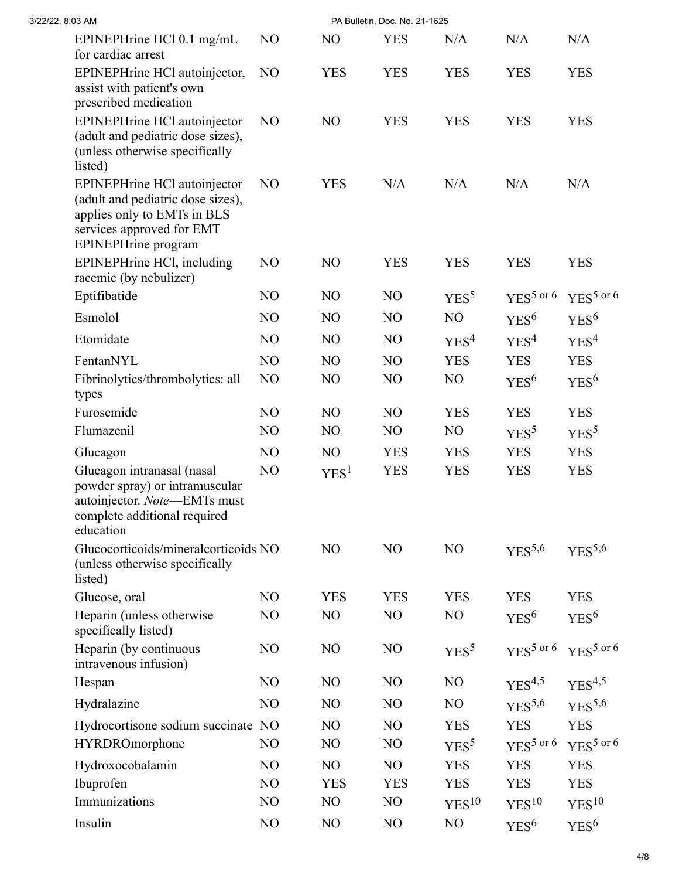| | | | | | | |
|---|---|---|---|---|---|---|
| EPINEPHrine HCl 0.1 mg/mL for cardiac arrest | NO | NO | YES | N/A | N/A | N/A |
| EPINEPHrine HCl autoinjector, assist with patient's own prescribed medication | NO | YES | YES | YES | YES | YES |
| EPINEPHrine HCl autoinjector (adult and pediatric dose sizes), (unless otherwise specifically listed) | NO | NO | YES | YES | YES | YES |
| EPINEPHrine HCl autoinjector (adult and pediatric dose sizes), applies only to EMTs in BLS services approved for EMT EPINEPHrine program | NO | YES | N/A | N/A | N/A | N/A |
| EPINEPHrine HCl, including racemic (by nebulizer) | NO | NO | YES | YES | YES | YES |
| Eptifibatide | NO | NO | NO | YES[5] | YES[5 or 6] | YES[5 or 6] |
| Esmolol | NO | NO | NO | NO | YES[6] | YES[6] |
| Etomidate | NO | NO | NO | YES[4] | YES[4] | YES[4] |
| FentanNYL | NO | NO | NO | YES | YES | YES |
| Fibrinolytics/thrombolytics: all types | NO | NO | NO | NO | YES[6] | YES[6] |
| Furosemide | NO | NO | NO | YES | YES | YES |
| Flumazenil | NO | NO | NO | NO | YES[5] | YES[5] |
| Glucagon | NO | NO | YES | YES | YES | YES |
| Glucagon intranasal (nasal powder spray) or intramuscular autoinjector. *Note*—EMTs must complete additional required education | NO | YES[1] | YES | YES | YES | YES |
| Glucocorticoids/mineralcorticoids (unless otherwise specifically listed) | NO | NO | NO | NO | YES[5,6] | YES[5,6] |
| Glucose, oral | NO | YES | YES | YES | YES | YES |
| Heparin (unless otherwise specifically listed) | NO | NO | NO | NO | YES[6] | YES[6] |
| Heparin (by continuous intravenous infusion) | NO | NO | NO | YES[5] | YES[5 or 6] | YES[5 or 6] |
| Hespan | NO | NO | NO | NO | YES[4,5] | YES[4,5] |
| Hydralazine | NO | NO | NO | NO | YES[5,6] | YES[5,6] |
| Hydrocortisone sodium succinate | NO | NO | NO | YES | YES | YES |
| HYRDROmorphone | NO | NO | NO | YES[5] | YES[5 or 6] | YES[5 or 6] |
| Hydroxocobalamin | NO | NO | NO | YES | YES | YES |
| Ibuprofen | NO | YES | YES | YES | YES | YES |
| Immunizations | NO | NO | NO | YES[10] | YES[10] | YES[10] |
| Insulin | NO | NO | NO | NO | YES[6] | YES[6] |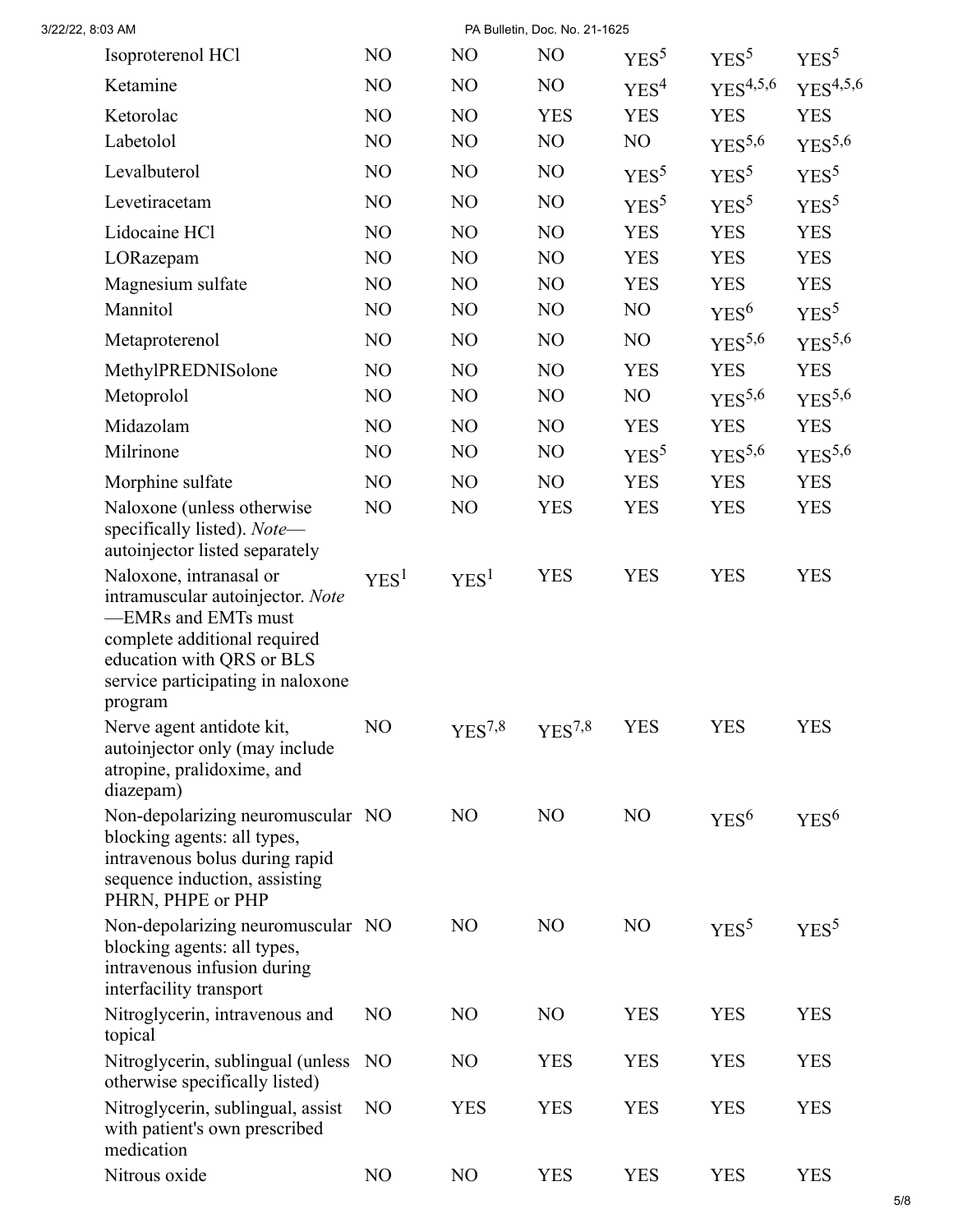| | | | | | | |
|---|---|---|---|---|---|---|
| Isoproterenol HCl | NO | NO | NO | YES[5] | YES[5] | YES[5] |
| Ketamine | NO | NO | NO | YES[4] | YES[4,5,6] | YES[4,5,6] |
| Ketorolac | NO | NO | YES | YES | YES | YES |
| Labetolol | NO | NO | NO | NO | YES[5,6] | YES[5,6] |
| Levalbuterol | NO | NO | NO | YES[5] | YES[5] | YES[5] |
| Levetiracetam | NO | NO | NO | YES[5] | YES[5] | YES[5] |
| Lidocaine HCl | NO | NO | NO | YES | YES | YES |
| LORazepam | NO | NO | NO | YES | YES | YES |
| Magnesium sulfate | NO | NO | NO | YES | YES | YES |
| Mannitol | NO | NO | NO | NO | YES[6] | YES[5] |
| Metaproterenol | NO | NO | NO | NO | YES[5,6] | YES[5,6] |
| MethylPREDNISolone | NO | NO | NO | YES | YES | YES |
| Metoprolol | NO | NO | NO | NO | YES[5,6] | YES[5,6] |
| Midazolam | NO | NO | NO | YES | YES | YES |
| Milrinone | NO | NO | NO | YES[5] | YES[5,6] | YES[5,6] |
| Morphine sulfate | NO | NO | NO | YES | YES | YES |
| Naloxone (unless otherwise specifically listed). *Note*—autoinjector listed separately | NO | NO | YES | YES | YES | YES |
| Naloxone, intranasal or intramuscular autoinjector. *Note*—EMRs and EMTs must complete additional required education with QRS or BLS service participating in naloxone program | YES[1] | YES[1] | YES | YES | YES | YES |
| Nerve agent antidote kit, autoinjector only (may include atropine, pralidoxime, and diazepam) | NO | YES[7,8] | YES[7,8] | YES | YES | YES |
| Non-depolarizing neuromuscular blocking agents: all types, intravenous bolus during rapid sequence induction, assisting PHRN, PHPE or PHP | NO | NO | NO | NO | YES[6] | YES[6] |
| Non-depolarizing neuromuscular blocking agents: all types, intravenous infusion during interfacility transport | NO | NO | NO | NO | YES[5] | YES[5] |
| Nitroglycerin, intravenous and topical | NO | NO | NO | YES | YES | YES |
| Nitroglycerin, sublingual (unless otherwise specifically listed) | NO | NO | YES | YES | YES | YES |
| Nitroglycerin, sublingual, assist with patient's own prescribed medication | NO | YES | YES | YES | YES | YES |
| Nitrous oxide | NO | NO | YES | YES | YES | YES |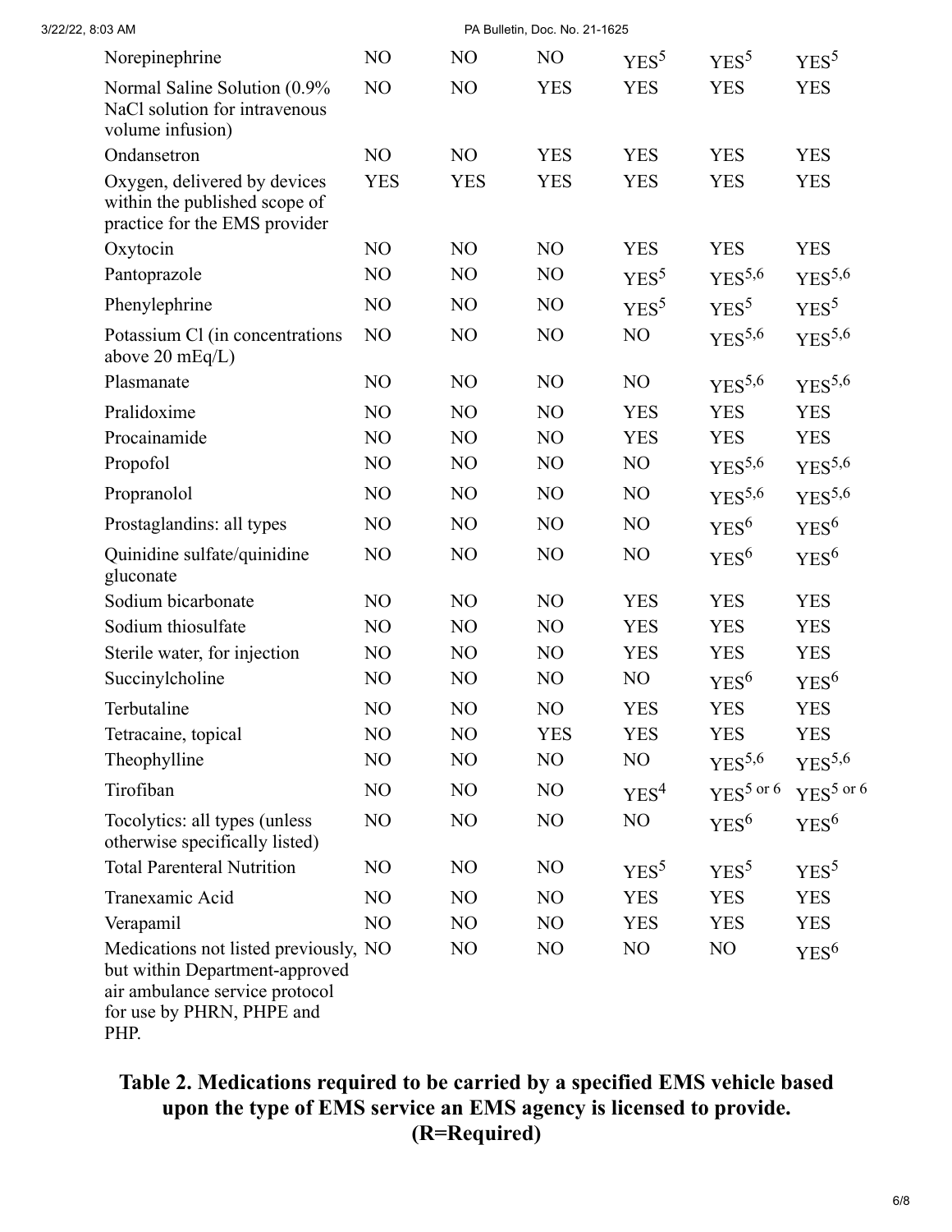| | | | | | | |
|---|---|---|---|---|---|---|
| Norepinephrine | NO | NO | NO | YES[5] | YES[5] | YES[5] |
| Normal Saline Solution (0.9% NaCl solution for intravenous volume infusion) | NO | NO | YES | YES | YES | YES |
| Ondansetron | NO | NO | YES | YES | YES | YES |
| Oxygen, delivered by devices within the published scope of practice for the EMS provider | YES | YES | YES | YES | YES | YES |
| Oxytocin | NO | NO | NO | YES | YES | YES |
| Pantoprazole | NO | NO | NO | YES[5] | YES[5,6] | YES[5,6] |
| Phenylephrine | NO | NO | NO | YES[5] | YES[5] | YES[5] |
| Potassium Cl (in concentrations above 20 mEq/L) | NO | NO | NO | NO | YES[5,6] | YES[5,6] |
| Plasmanate | NO | NO | NO | NO | YES[5,6] | YES[5,6] |
| Pralidoxime | NO | NO | NO | YES | YES | YES |
| Procainamide | NO | NO | NO | YES | YES | YES |
| Propofol | NO | NO | NO | NO | YES[5,6] | YES[5,6] |
| Propranolol | NO | NO | NO | NO | YES[5,6] | YES[5,6] |
| Prostaglandins: all types | NO | NO | NO | NO | YES[6] | YES[6] |
| Quinidine sulfate/quinidine gluconate | NO | NO | NO | NO | YES[6] | YES[6] |
| Sodium bicarbonate | NO | NO | NO | YES | YES | YES |
| Sodium thiosulfate | NO | NO | NO | YES | YES | YES |
| Sterile water, for injection | NO | NO | NO | YES | YES | YES |
| Succinylcholine | NO | NO | NO | NO | YES[6] | YES[6] |
| Terbutaline | NO | NO | NO | YES | YES | YES |
| Tetracaine, topical | NO | NO | YES | YES | YES | YES |
| Theophylline | NO | NO | NO | NO | YES[5,6] | YES[5,6] |
| Tirofiban | NO | NO | NO | YES[4] | YES[5 or 6] | YES[5 or 6] |
| Tocolytics: all types (unless otherwise specifically listed) | NO | NO | NO | NO | YES[6] | YES[6] |
| Total Parenteral Nutrition | NO | NO | NO | YES[5] | YES[5] | YES[5] |
| Tranexamic Acid | NO | NO | NO | YES | YES | YES |
| Verapamil | NO | NO | NO | YES | YES | YES |
| Medications not listed previously, but within Department-approved air ambulance service protocol for use by PHRN, PHPE and PHP. | NO | NO | NO | NO | NO | YES[6] |

**Table 2. Medications required to be carried by a specified EMS vehicle based upon the type of EMS service an EMS agency is licensed to provide. (R=Required)**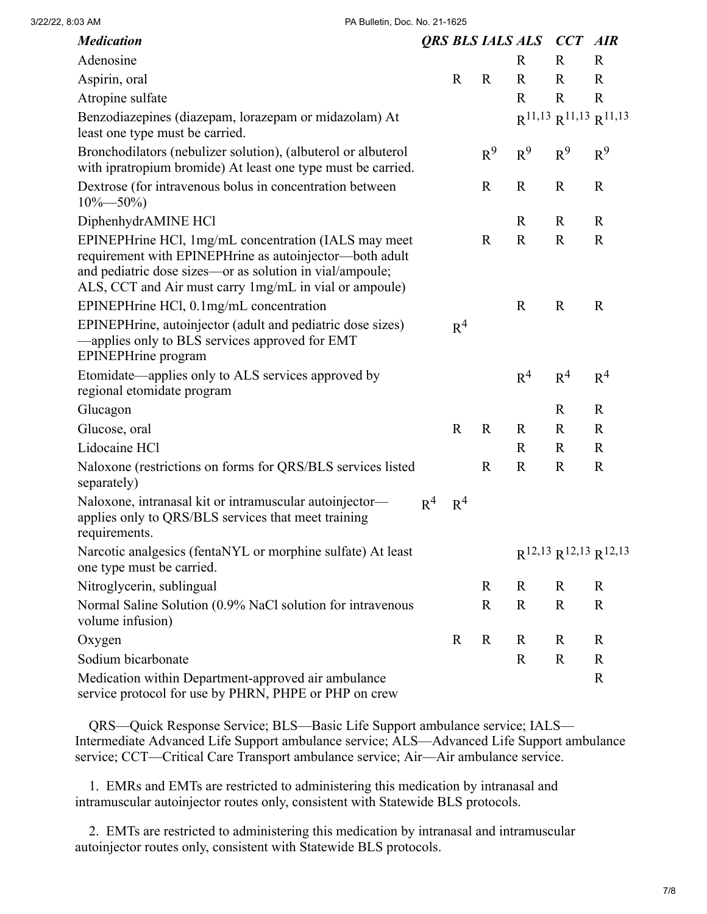| *Medication* | *QRS* | *BLS* | *IALS* | *ALS* | *CCT* | *AIR* |
| --- | --- | --- | --- | --- | --- | --- |
| Adenosine | | | | R | R | R |
| Aspirin, oral | | R | R | R | R | R |
| Atropine sulfate | | | | R | R | R |
| Benzodiazepines (diazepam, lorazepam or midazolam) At least one type must be carried. | | | | R[11,13] | R[11,13] | R[11,13] |
| Bronchodilators (nebulizer solution), (albuterol or albuterol with ipratropium bromide) At least one type must be carried. | | | R[9] | R[9] | R[9] | R[9] |
| Dextrose (for intravenous bolus in concentration between 10%—50%) | | | R | R | R | R |
| DiphenhydrAMINE HCl | | | | R | R | R |
| EPINEPHrine HCl, 1mg/mL concentration (IALS may meet requirement with EPINEPHrine as autoinjector—both adult and pediatric dose sizes—or as solution in vial/ampoule; ALS, CCT and Air must carry 1mg/mL in vial or ampoule) | | | R | R | R | R |
| EPINEPHrine HCl, 0.1mg/mL concentration | | | | R | R | R |
| EPINEPHrine, autoinjector (adult and pediatric dose sizes) —applies only to BLS services approved for EMT EPINEPHrine program | | R[4] | | | | |
| Etomidate—applies only to ALS services approved by regional etomidate program | | | | R[4] | R[4] | R[4] |
| Glucagon | | | | | R | R |
| Glucose, oral | | R | R | R | R | R |
| Lidocaine HCl | | | | R | R | R |
| Naloxone (restrictions on forms for QRS/BLS services listed separately) | | | R | R | R | R |
| Naloxone, intranasal kit or intramuscular autoinjector—applies only to QRS/BLS services that meet training requirements. | R[4] | R[4] | | | | |
| Narcotic analgesics (fentaNYL or morphine sulfate) At least one type must be carried. | | | | R[12,13] | R[12,13] | R[12,13] |
| Nitroglycerin, sublingual | | | R | R | R | R |
| Normal Saline Solution (0.9% NaCl solution for intravenous volume infusion) | | | R | R | R | R |
| Oxygen | | R | R | R | R | R |
| Sodium bicarbonate | | | | R | R | R |
| Medication within Department-approved air ambulance service protocol for use by PHRN, PHPE or PHP on crew | | | | | | R |

QRS—Quick Response Service; BLS—Basic Life Support ambulance service; IALS—Intermediate Advanced Life Support ambulance service; ALS—Advanced Life Support ambulance service; CCT—Critical Care Transport ambulance service; Air—Air ambulance service.

1. EMRs and EMTs are restricted to administering this medication by intranasal and intramuscular autoinjector routes only, consistent with Statewide BLS protocols.

2. EMTs are restricted to administering this medication by intranasal and intramuscular autoinjector routes only, consistent with Statewide BLS protocols.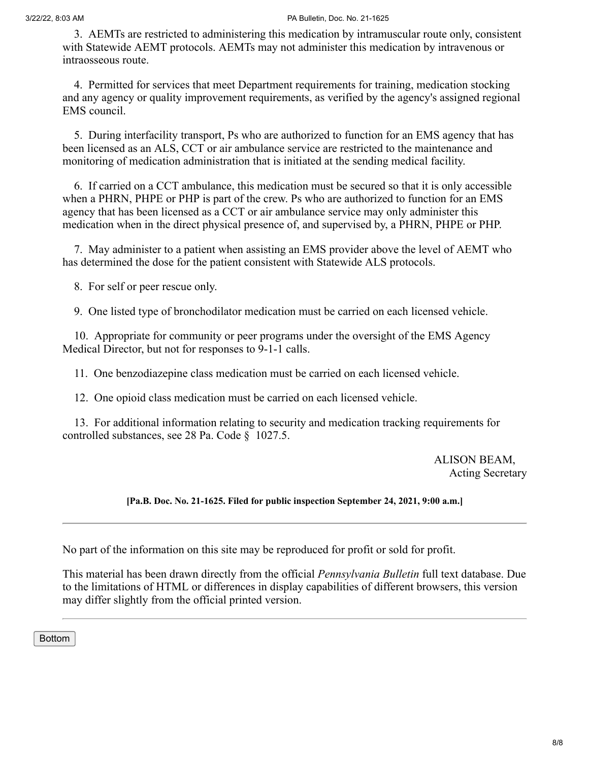3. AEMTs are restricted to administering this medication by intramuscular route only, consistent with Statewide AEMT protocols. AEMTs may not administer this medication by intravenous or intraosseous route.

4. Permitted for services that meet Department requirements for training, medication stocking and any agency or quality improvement requirements, as verified by the agency's assigned regional EMS council.

5. During interfacility transport, Ps who are authorized to function for an EMS agency that has been licensed as an ALS, CCT or air ambulance service are restricted to the maintenance and monitoring of medication administration that is initiated at the sending medical facility.

6. If carried on a CCT ambulance, this medication must be secured so that it is only accessible when a PHRN, PHPE or PHP is part of the crew. Ps who are authorized to function for an EMS agency that has been licensed as a CCT or air ambulance service may only administer this medication when in the direct physical presence of, and supervised by, a PHRN, PHPE or PHP.

7. May administer to a patient when assisting an EMS provider above the level of AEMT who has determined the dose for the patient consistent with Statewide ALS protocols.

8. For self or peer rescue only.

9. One listed type of bronchodilator medication must be carried on each licensed vehicle.

10. Appropriate for community or peer programs under the oversight of the EMS Agency Medical Director, but not for responses to 9-1-1 calls.

11. One benzodiazepine class medication must be carried on each licensed vehicle.

12. One opioid class medication must be carried on each licensed vehicle.

13. For additional information relating to security and medication tracking requirements for controlled substances, see 28 Pa. Code § 1027.5.

ALISON BEAM,
Acting Secretary

**[Pa.B. Doc. No. 21-1625. Filed for public inspection September 24, 2021, 9:00 a.m.]**

---

No part of the information on this site may be reproduced for profit or sold for profit.

This material has been drawn directly from the official *Pennsylvania Bulletin* full text database. Due to the limitations of HTML or differences in display capabilities of different browsers, this version may differ slightly from the official printed version.

---

Bottom